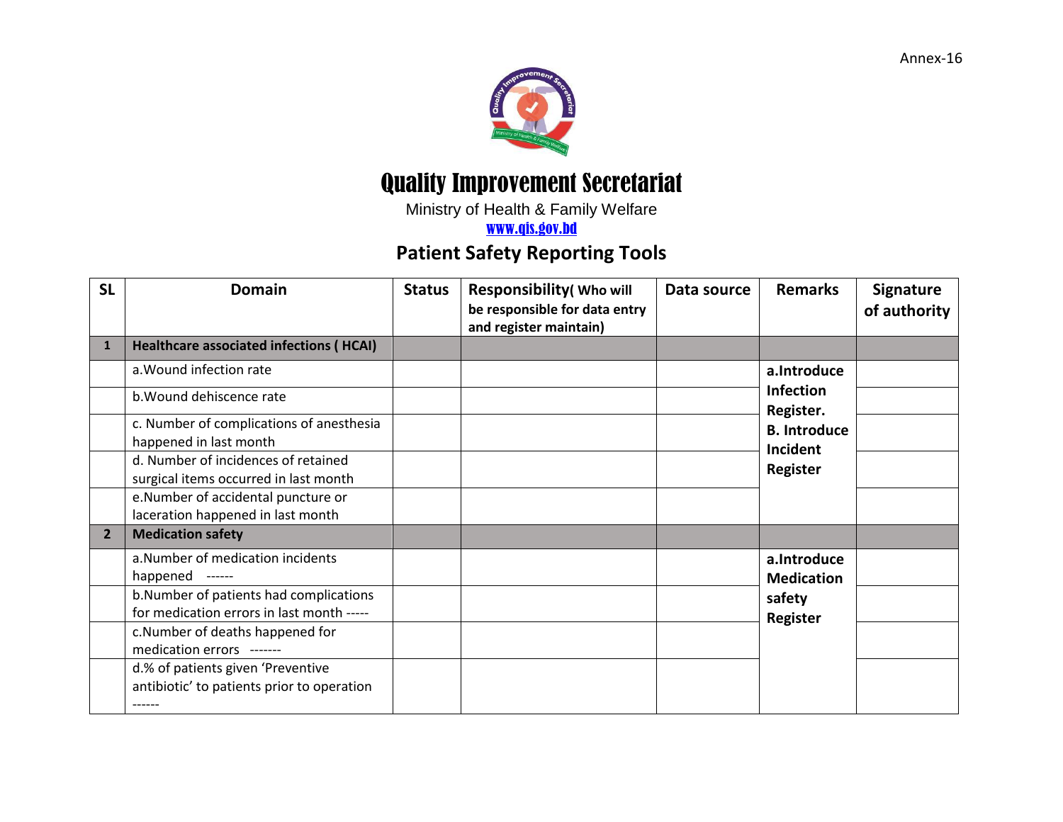Annex-16

# Quality Improvement Secretariat

Ministry of Health & Family Welfare

www.qis.gov.bd

## Patient Safety Reporting Tools

| SL | Domain | Status | Responsibility( Who will be responsible for data entry and register maintain) | Data source | Remarks | Signature of authority |
|---|---|---|---|---|---|---|
| 1 | **Healthcare associated infections ( HCAI)** | | | | | |
| | a.Wound infection rate | | | | **a.Introduce Infection Register. B. Introduce Incident Register** | |
| | b.Wound dehiscence rate | | | | | |
| | c. Number of complications of anesthesia happened in last month | | | | | |
| | d. Number of incidences of retained surgical items occurred in last month | | | | | |
| | e.Number of accidental puncture or laceration happened in last month | | | | | |
| 2 | **Medication safety** | | | | | |
| | a.Number of medication incidents happened ------ | | | | **a.Introduce Medication safety Register** | |
| | b.Number of patients had complications for medication errors in last month ----- | | | | | |
| | c.Number of deaths happened for medication errors ------- | | | | | |
| | d.% of patients given 'Preventive antibiotic' to patients prior to operation ------ | | | | | |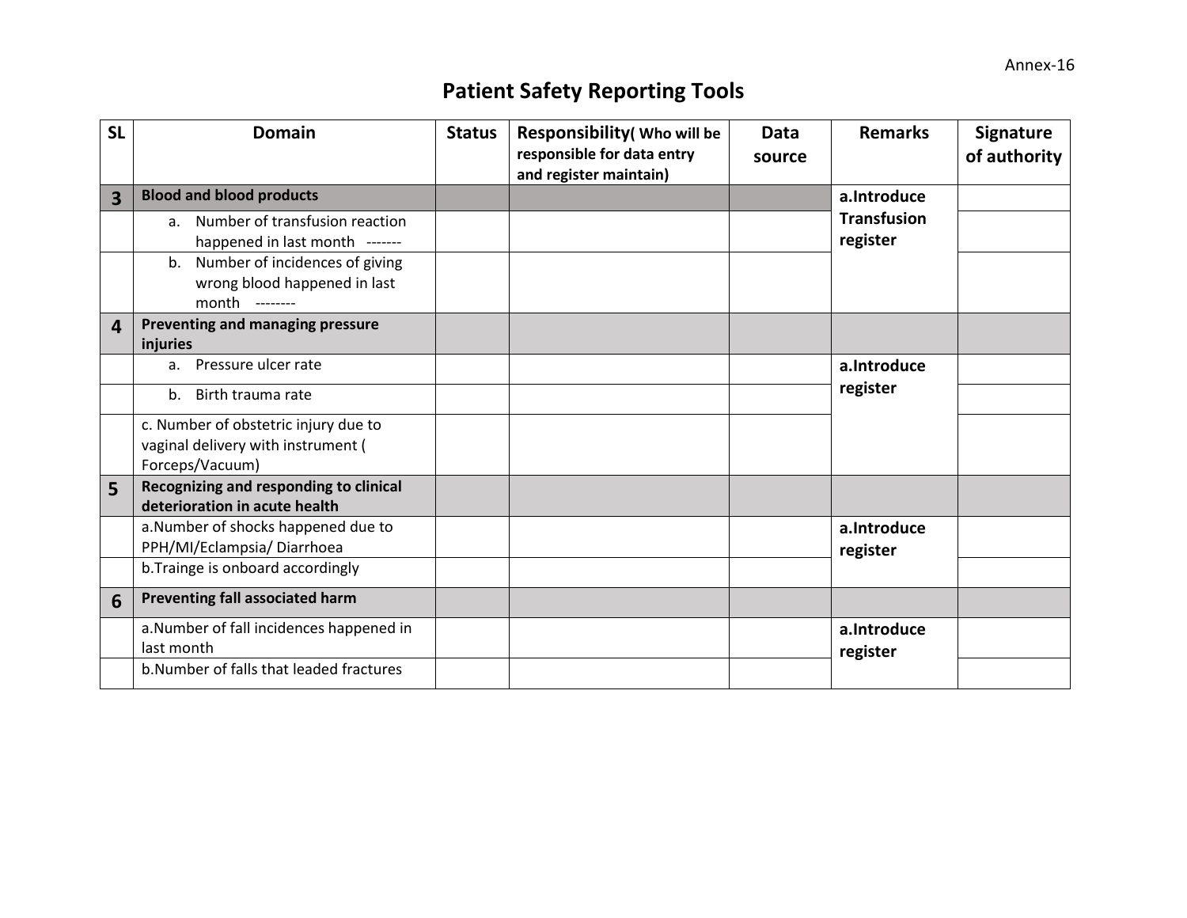Annex-16

# Patient Safety Reporting Tools

| SL | Domain | Status | Responsibility( Who will be responsible for data entry and register maintain) | Data source | Remarks | Signature of authority |
|---|---|---|---|---|---|---|
| **3** | **Blood and blood products** | | | | **a.Introduce Transfusion register** | |
| | a. Number of transfusion reaction happened in last month ------- | | | | | |
| | b. Number of incidences of giving wrong blood happened in last month -------- | | | | | |
| **4** | **Preventing and managing pressure injuries** | | | | | |
| | a. Pressure ulcer rate | | | | **a.Introduce register** | |
| | b. Birth trauma rate | | | | | |
| | c. Number of obstetric injury due to vaginal delivery with instrument ( Forceps/Vacuum) | | | | | |
| **5** | **Recognizing and responding to clinical deterioration in acute health** | | | | | |
| | a.Number of shocks happened due to PPH/MI/Eclampsia/ Diarrhoea | | | | **a.Introduce register** | |
| | b.Trainge is onboard accordingly | | | | | |
| **6** | **Preventing fall associated harm** | | | | | |
| | a.Number of fall incidences happened in last month | | | | **a.Introduce register** | |
| | b.Number of falls that leaded fractures | | | | | |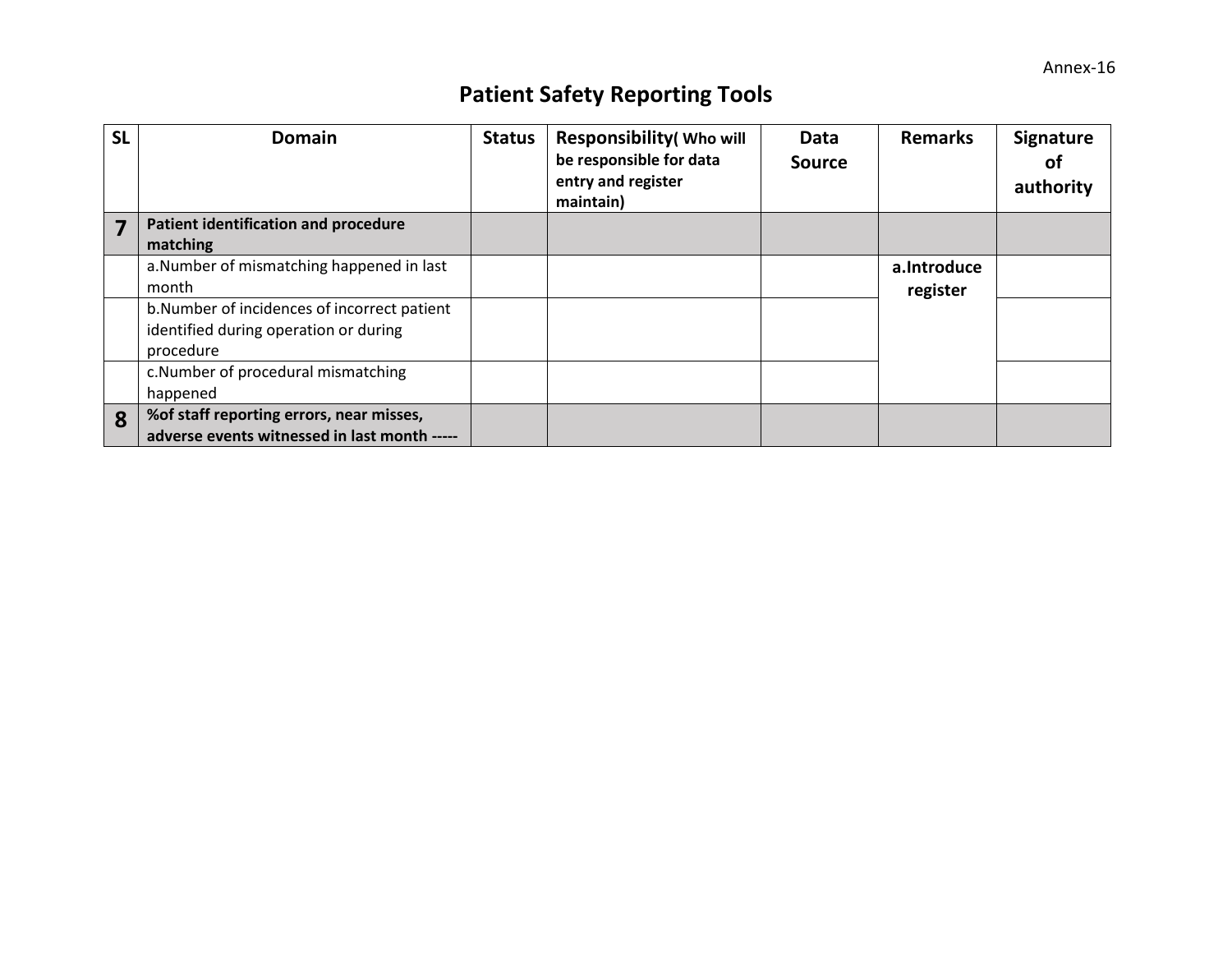Annex-16

# Patient Safety Reporting Tools

| SL | Domain | Status | Responsibility( Who will be responsible for data entry and register maintain) | Data Source | Remarks | Signature of authority |
|---|---|---|---|---|---|---|
| **7** | **Patient identification and procedure matching** | | | | | |
| | a.Number of mismatching happened in last month | | | | **a.Introduce register** | |
| | b.Number of incidences of incorrect patient identified during operation or during procedure | | | | | |
| | c.Number of procedural mismatching happened | | | | | |
| **8** | **%of staff reporting errors, near misses, adverse events witnessed in last month -----** | | | | | |